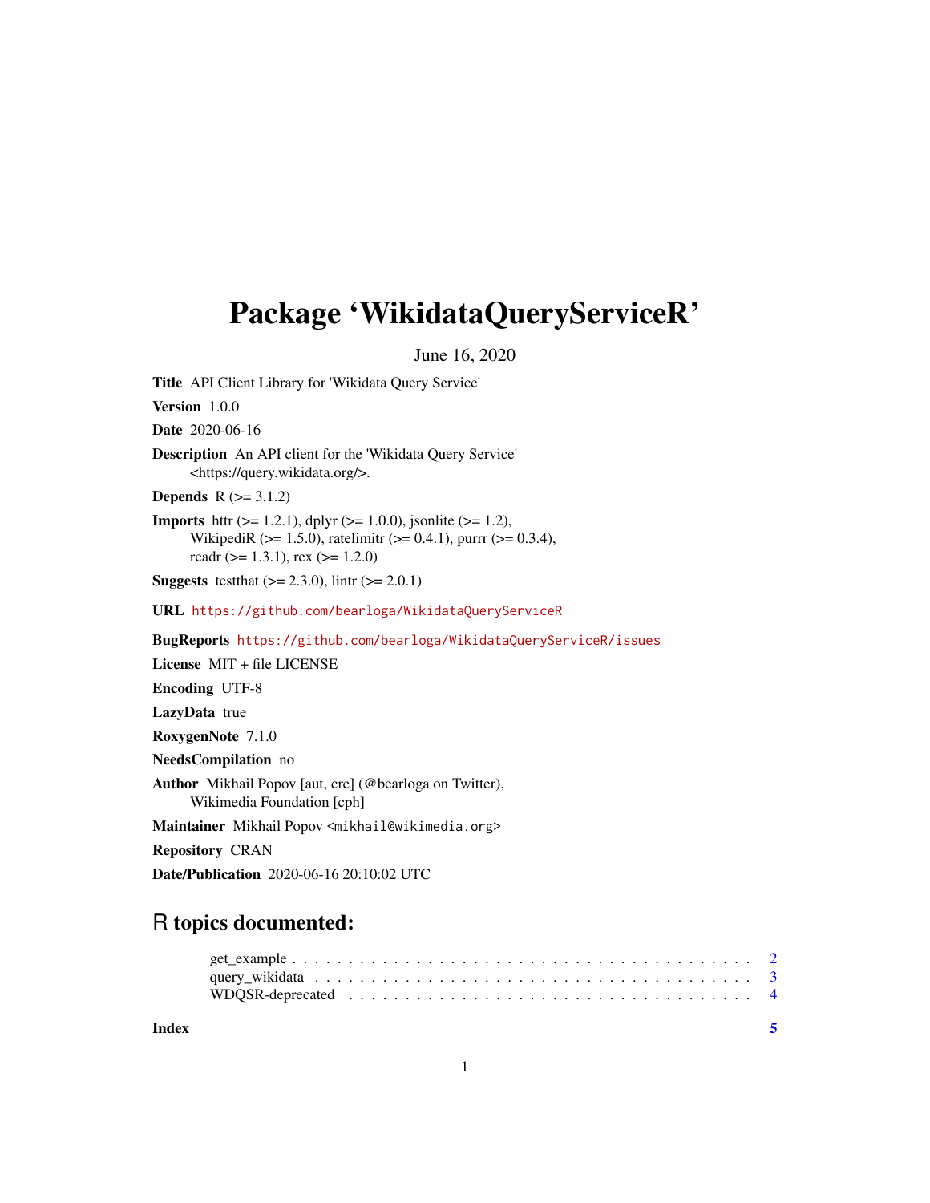# Package 'WikidataQueryServiceR'

June 16, 2020

**Title** API Client Library for 'Wikidata Query Service'

**Version** 1.0.0

**Date** 2020-06-16

**Description** An API client for the 'Wikidata Query Service' <https://query.wikidata.org/>.

**Depends** R (>= 3.1.2)

**Imports** httr (>= 1.2.1), dplyr (>= 1.0.0), jsonlite (>= 1.2), WikipediR (>= 1.5.0), ratelimitr (>= 0.4.1), purrr (>= 0.3.4), readr (>= 1.3.1), rex (>= 1.2.0)

**Suggests** testthat (>= 2.3.0), lintr (>= 2.0.1)

**URL** https://github.com/bearloga/WikidataQueryServiceR

**BugReports** https://github.com/bearloga/WikidataQueryServiceR/issues

**License** MIT + file LICENSE

**Encoding** UTF-8

**LazyData** true

**RoxygenNote** 7.1.0

**NeedsCompilation** no

**Author** Mikhail Popov [aut, cre] (@bearloga on Twitter), Wikimedia Foundation [cph]

**Maintainer** Mikhail Popov <mikhail@wikimedia.org>

**Repository** CRAN

**Date/Publication** 2020-06-16 20:10:02 UTC

## R topics documented:

get_example . . . . . . . . . . . . . . . . . . . . . . . . . . . . . . . . . . . . . . . . 2
query_wikidata . . . . . . . . . . . . . . . . . . . . . . . . . . . . . . . . . . . . . . . 3
WDQSR-deprecated . . . . . . . . . . . . . . . . . . . . . . . . . . . . . . . . . . . . 4

**Index** **5**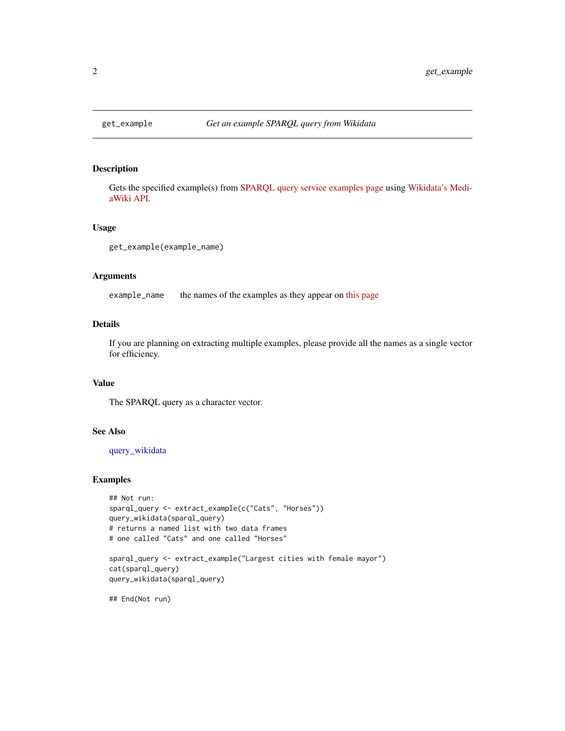get_example *Get an example SPARQL query from Wikidata*

## Description

Gets the specified example(s) from SPARQL query service examples page using Wikidata's MediaWiki API.

## Usage

```
get_example(example_name)
```

## Arguments

`example_name` the names of the examples as they appear on this page

## Details

If you are planning on extracting multiple examples, please provide all the names as a single vector for efficiency.

## Value

The SPARQL query as a character vector.

## See Also

query_wikidata

## Examples

```
## Not run:
sparql_query <- extract_example(c("Cats", "Horses"))
query_wikidata(sparql_query)
# returns a named list with two data frames
# one called "Cats" and one called "Horses"

sparql_query <- extract_example("Largest cities with female mayor")
cat(sparql_query)
query_wikidata(sparql_query)

## End(Not run)
```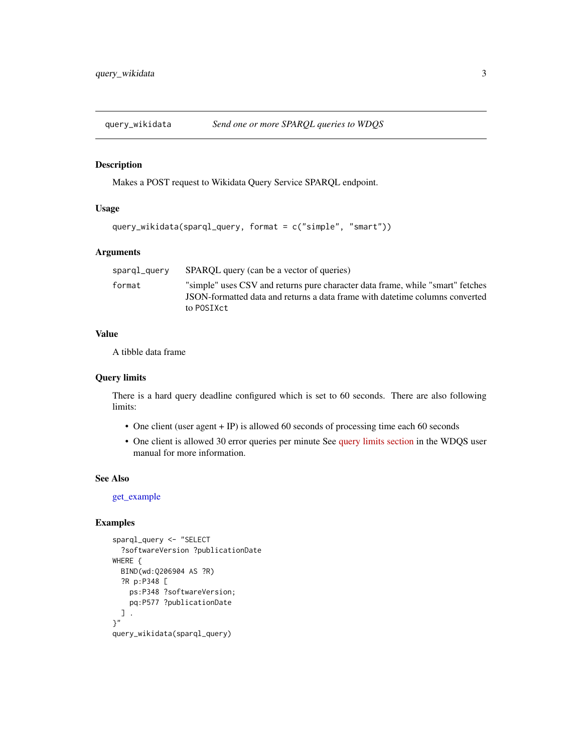## query_wikidata — *Send one or more SPARQL queries to WDQS*

### Description

Makes a POST request to Wikidata Query Service SPARQL endpoint.

### Usage

```
query_wikidata(sparql_query, format = c("simple", "smart"))
```

### Arguments

| | |
|---|---|
| `sparql_query` | SPARQL query (can be a vector of queries) |
| `format` | "simple" uses CSV and returns pure character data frame, while "smart" fetches JSON-formatted data and returns a data frame with datetime columns converted to `POSIXct` |

### Value

A tibble data frame

### Query limits

There is a hard query deadline configured which is set to 60 seconds. There are also following limits:

- One client (user agent + IP) is allowed 60 seconds of processing time each 60 seconds
- One client is allowed 30 error queries per minute See query limits section in the WDQS user manual for more information.

### See Also

get_example

### Examples

```
sparql_query <- "SELECT
  ?softwareVersion ?publicationDate
WHERE {
  BIND(wd:Q206904 AS ?R)
  ?R p:P348 [
    ps:P348 ?softwareVersion;
    pq:P577 ?publicationDate
  ] .
}"
query_wikidata(sparql_query)
```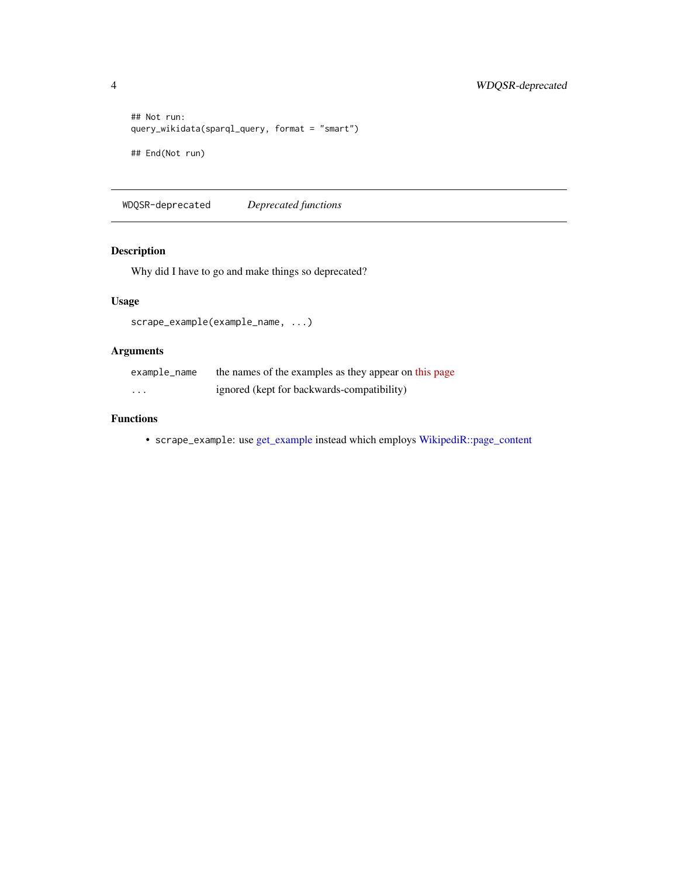```
## Not run:
query_wikidata(sparql_query, format = "smart")

## End(Not run)
```

## WDQSR-deprecated    *Deprecated functions*

### Description

Why did I have to go and make things so deprecated?

### Usage

```
scrape_example(example_name, ...)
```

### Arguments

| | |
|---|---|
| example_name | the names of the examples as they appear on this page |
| ... | ignored (kept for backwards-compatibility) |

### Functions

- scrape_example: use get_example instead which employs WikipediR::page_content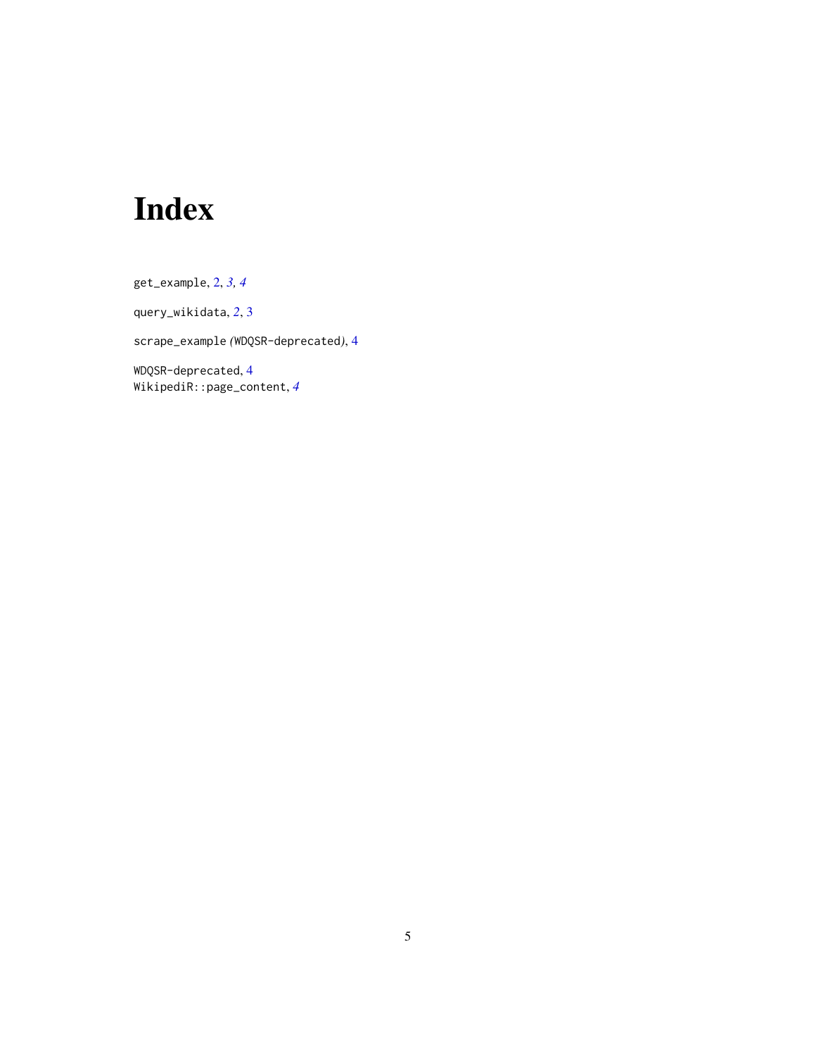# Index

get_example, 2, *3*, *4*

query_wikidata, *2*, 3

scrape_example *(*WDQSR-deprecated*)*, 4

WDQSR-deprecated, 4
WikipediR::page_content, *4*